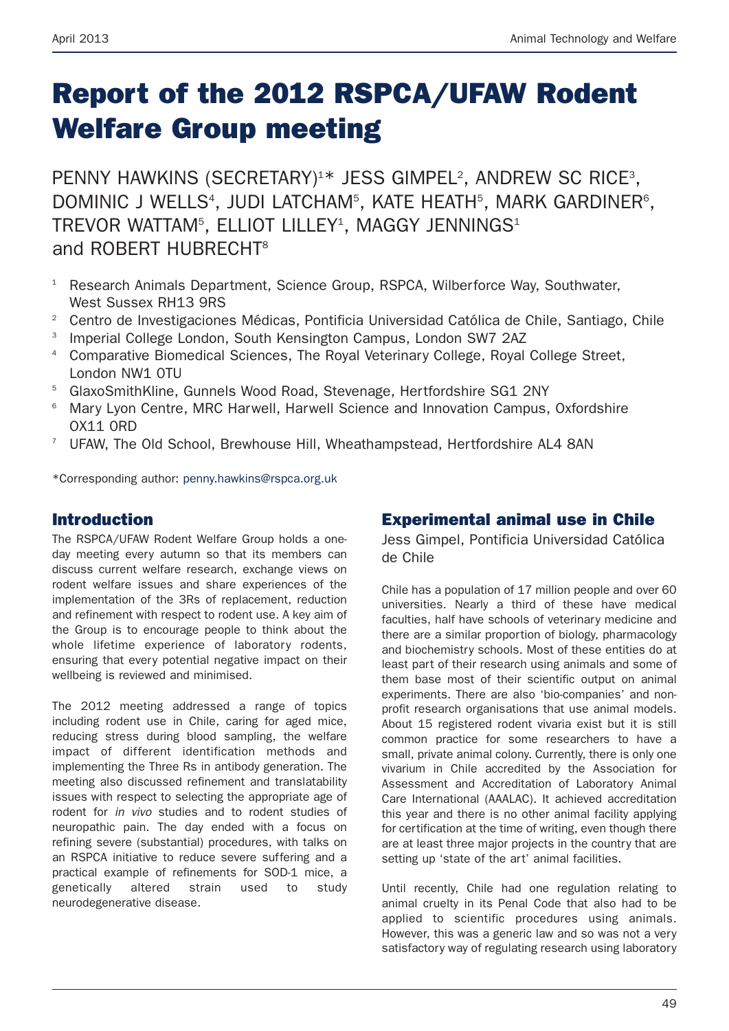# Report of the 2012 RSPCA/UFAW Rodent Welfare Group meeting

PENNY HAWKINS (SECRETARY)[1]* JESS GIMPEL[2], ANDREW SC RICE[3], DOMINIC J WELLS[4], JUDI LATCHAM[5], KATE HEATH[5], MARK GARDINER[6], TREVOR WATTAM[5], ELLIOT LILLEY[1], MAGGY JENNINGS[1] and ROBERT HUBRECHT[8]

[1] Research Animals Department, Science Group, RSPCA, Wilberforce Way, Southwater, West Sussex RH13 9RS
[2] Centro de Investigaciones Médicas, Pontificia Universidad Católica de Chile, Santiago, Chile
[3] Imperial College London, South Kensington Campus, London SW7 2AZ
[4] Comparative Biomedical Sciences, The Royal Veterinary College, Royal College Street, London NW1 0TU
[5] GlaxoSmithKline, Gunnels Wood Road, Stevenage, Hertfordshire SG1 2NY
[6] Mary Lyon Centre, MRC Harwell, Harwell Science and Innovation Campus, Oxfordshire OX11 0RD
[7] UFAW, The Old School, Brewhouse Hill, Wheathampstead, Hertfordshire AL4 8AN

*Corresponding author: penny.hawkins@rspca.org.uk

## Introduction

The RSPCA/UFAW Rodent Welfare Group holds a one-day meeting every autumn so that its members can discuss current welfare research, exchange views on rodent welfare issues and share experiences of the implementation of the 3Rs of replacement, reduction and refinement with respect to rodent use. A key aim of the Group is to encourage people to think about the whole lifetime experience of laboratory rodents, ensuring that every potential negative impact on their wellbeing is reviewed and minimised.

The 2012 meeting addressed a range of topics including rodent use in Chile, caring for aged mice, reducing stress during blood sampling, the welfare impact of different identification methods and implementing the Three Rs in antibody generation. The meeting also discussed refinement and translatability issues with respect to selecting the appropriate age of rodent for *in vivo* studies and to rodent studies of neuropathic pain. The day ended with a focus on refining severe (substantial) procedures, with talks on an RSPCA initiative to reduce severe suffering and a practical example of refinements for SOD-1 mice, a genetically altered strain used to study neurodegenerative disease.

## Experimental animal use in Chile

Jess Gimpel, Pontificia Universidad Católica de Chile

Chile has a population of 17 million people and over 60 universities. Nearly a third of these have medical faculties, half have schools of veterinary medicine and there are a similar proportion of biology, pharmacology and biochemistry schools. Most of these entities do at least part of their research using animals and some of them base most of their scientific output on animal experiments. There are also 'bio-companies' and non-profit research organisations that use animal models. About 15 registered rodent vivaria exist but it is still common practice for some researchers to have a small, private animal colony. Currently, there is only one vivarium in Chile accredited by the Association for Assessment and Accreditation of Laboratory Animal Care International (AAALAC). It achieved accreditation this year and there is no other animal facility applying for certification at the time of writing, even though there are at least three major projects in the country that are setting up 'state of the art' animal facilities.

Until recently, Chile had one regulation relating to animal cruelty in its Penal Code that also had to be applied to scientific procedures using animals. However, this was a generic law and so was not a very satisfactory way of regulating research using laboratory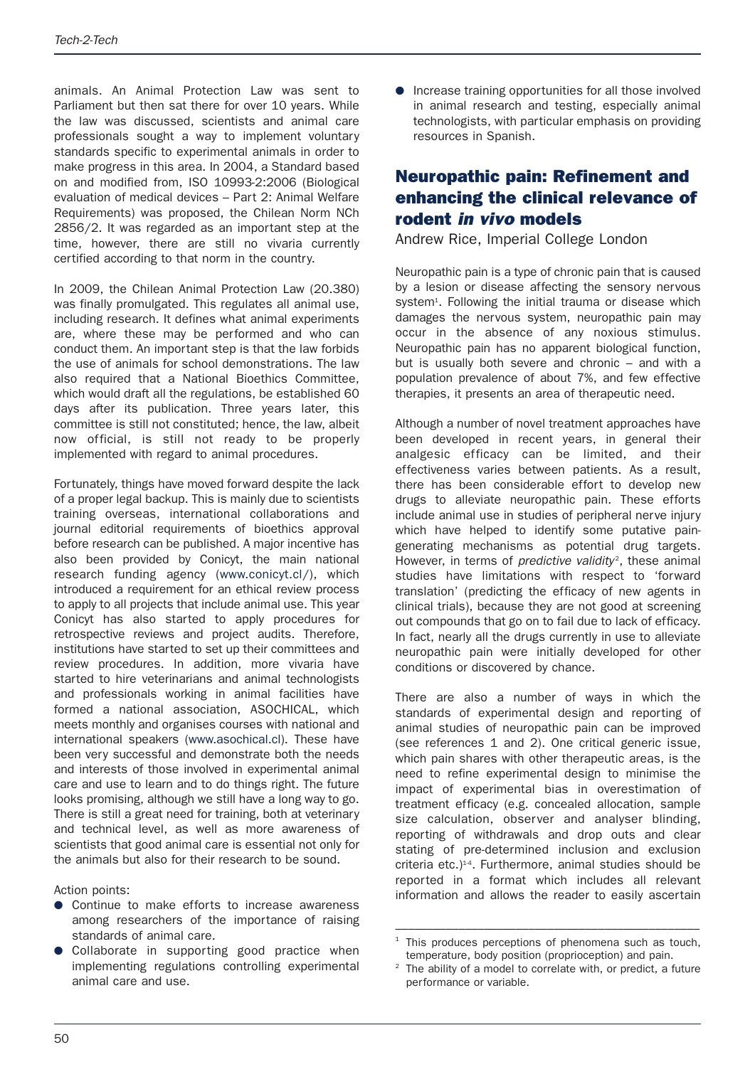animals. An Animal Protection Law was sent to Parliament but then sat there for over 10 years. While the law was discussed, scientists and animal care professionals sought a way to implement voluntary standards specific to experimental animals in order to make progress in this area. In 2004, a Standard based on and modified from, ISO 10993-2:2006 (Biological evaluation of medical devices – Part 2: Animal Welfare Requirements) was proposed, the Chilean Norm NCh 2856/2. It was regarded as an important step at the time, however, there are still no vivaria currently certified according to that norm in the country.

In 2009, the Chilean Animal Protection Law (20.380) was finally promulgated. This regulates all animal use, including research. It defines what animal experiments are, where these may be performed and who can conduct them. An important step is that the law forbids the use of animals for school demonstrations. The law also required that a National Bioethics Committee, which would draft all the regulations, be established 60 days after its publication. Three years later, this committee is still not constituted; hence, the law, albeit now official, is still not ready to be properly implemented with regard to animal procedures.

Fortunately, things have moved forward despite the lack of a proper legal backup. This is mainly due to scientists training overseas, international collaborations and journal editorial requirements of bioethics approval before research can be published. A major incentive has also been provided by Conicyt, the main national research funding agency (www.conicyt.cl/), which introduced a requirement for an ethical review process to apply to all projects that include animal use. This year Conicyt has also started to apply procedures for retrospective reviews and project audits. Therefore, institutions have started to set up their committees and review procedures. In addition, more vivaria have started to hire veterinarians and animal technologists and professionals working in animal facilities have formed a national association, ASOCHICAL, which meets monthly and organises courses with national and international speakers (www.asochical.cl). These have been very successful and demonstrate both the needs and interests of those involved in experimental animal care and use to learn and to do things right. The future looks promising, although we still have a long way to go. There is still a great need for training, both at veterinary and technical level, as well as more awareness of scientists that good animal care is essential not only for the animals but also for their research to be sound.

Action points:

- Continue to make efforts to increase awareness among researchers of the importance of raising standards of animal care.
- Collaborate in supporting good practice when implementing regulations controlling experimental animal care and use.
- Increase training opportunities for all those involved in animal research and testing, especially animal technologists, with particular emphasis on providing resources in Spanish.

## Neuropathic pain: Refinement and enhancing the clinical relevance of rodent *in vivo* models

Andrew Rice, Imperial College London

Neuropathic pain is a type of chronic pain that is caused by a lesion or disease affecting the sensory nervous system[1]. Following the initial trauma or disease which damages the nervous system, neuropathic pain may occur in the absence of any noxious stimulus. Neuropathic pain has no apparent biological function, but is usually both severe and chronic – and with a population prevalence of about 7%, and few effective therapies, it presents an area of therapeutic need.

Although a number of novel treatment approaches have been developed in recent years, in general their analgesic efficacy can be limited, and their effectiveness varies between patients. As a result, there has been considerable effort to develop new drugs to alleviate neuropathic pain. These efforts include animal use in studies of peripheral nerve injury which have helped to identify some putative pain-generating mechanisms as potential drug targets. However, in terms of *predictive validity*[2], these animal studies have limitations with respect to 'forward translation' (predicting the efficacy of new agents in clinical trials), because they are not good at screening out compounds that go on to fail due to lack of efficacy. In fact, nearly all the drugs currently in use to alleviate neuropathic pain were initially developed for other conditions or discovered by chance.

There are also a number of ways in which the standards of experimental design and reporting of animal studies of neuropathic pain can be improved (see references 1 and 2). One critical generic issue, which pain shares with other therapeutic areas, is the need to refine experimental design to minimise the impact of experimental bias in overestimation of treatment efficacy (e.g. concealed allocation, sample size calculation, observer and analyser blinding, reporting of withdrawals and drop outs and clear stating of pre-determined inclusion and exclusion criteria etc.)[1-4]. Furthermore, animal studies should be reported in a format which includes all relevant information and allows the reader to easily ascertain

---

[1] This produces perceptions of phenomena such as touch, temperature, body position (proprioception) and pain.

[2] The ability of a model to correlate with, or predict, a future performance or variable.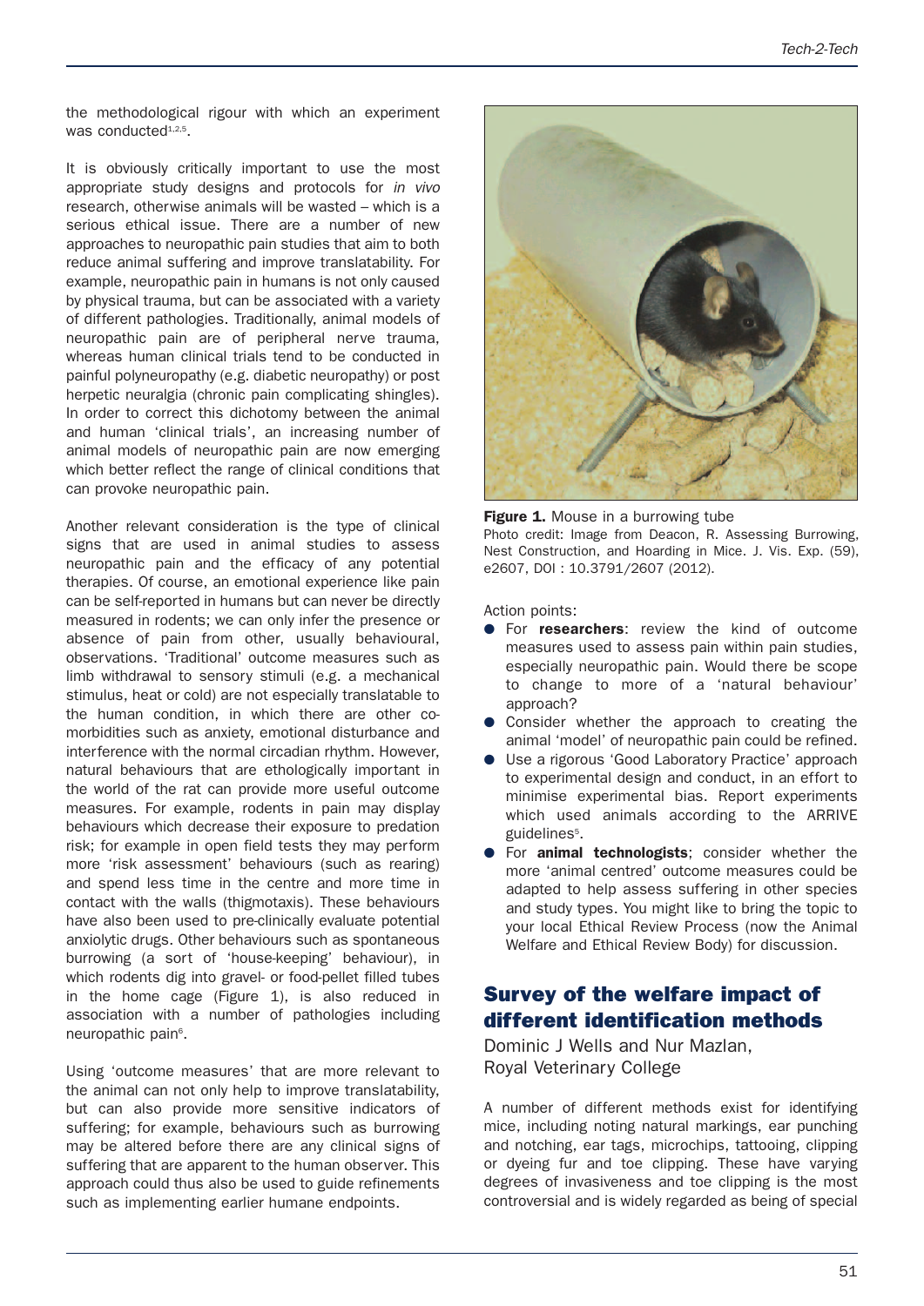the methodological rigour with which an experiment was conducted[1,2,5].

It is obviously critically important to use the most appropriate study designs and protocols for *in vivo* research, otherwise animals will be wasted – which is a serious ethical issue. There are a number of new approaches to neuropathic pain studies that aim to both reduce animal suffering and improve translatability. For example, neuropathic pain in humans is not only caused by physical trauma, but can be associated with a variety of different pathologies. Traditionally, animal models of neuropathic pain are of peripheral nerve trauma, whereas human clinical trials tend to be conducted in painful polyneuropathy (e.g. diabetic neuropathy) or post herpetic neuralgia (chronic pain complicating shingles). In order to correct this dichotomy between the animal and human 'clinical trials', an increasing number of animal models of neuropathic pain are now emerging which better reflect the range of clinical conditions that can provoke neuropathic pain.

Another relevant consideration is the type of clinical signs that are used in animal studies to assess neuropathic pain and the efficacy of any potential therapies. Of course, an emotional experience like pain can be self-reported in humans but can never be directly measured in rodents; we can only infer the presence or absence of pain from other, usually behavioural, observations. 'Traditional' outcome measures such as limb withdrawal to sensory stimuli (e.g. a mechanical stimulus, heat or cold) are not especially translatable to the human condition, in which there are other co-morbidities such as anxiety, emotional disturbance and interference with the normal circadian rhythm. However, natural behaviours that are ethologically important in the world of the rat can provide more useful outcome measures. For example, rodents in pain may display behaviours which decrease their exposure to predation risk; for example in open field tests they may perform more 'risk assessment' behaviours (such as rearing) and spend less time in the centre and more time in contact with the walls (thigmotaxis). These behaviours have also been used to pre-clinically evaluate potential anxiolytic drugs. Other behaviours such as spontaneous burrowing (a sort of 'house-keeping' behaviour), in which rodents dig into gravel- or food-pellet filled tubes in the home cage (Figure 1), is also reduced in association with a number of pathologies including neuropathic pain[6].

Using 'outcome measures' that are more relevant to the animal can not only help to improve translatability, but can also provide more sensitive indicators of suffering; for example, behaviours such as burrowing may be altered before there are any clinical signs of suffering that are apparent to the human observer. This approach could thus also be used to guide refinements such as implementing earlier humane endpoints.

**Figure 1.** Mouse in a burrowing tube
Photo credit: Image from Deacon, R. Assessing Burrowing, Nest Construction, and Hoarding in Mice. J. Vis. Exp. (59), e2607, DOI : 10.3791/2607 (2012).

Action points:

- For **researchers**: review the kind of outcome measures used to assess pain within pain studies, especially neuropathic pain. Would there be scope to change to more of a 'natural behaviour' approach?
- Consider whether the approach to creating the animal 'model' of neuropathic pain could be refined.
- Use a rigorous 'Good Laboratory Practice' approach to experimental design and conduct, in an effort to minimise experimental bias. Report experiments which used animals according to the ARRIVE guidelines[5].
- For **animal technologists**; consider whether the more 'animal centred' outcome measures could be adapted to help assess suffering in other species and study types. You might like to bring the topic to your local Ethical Review Process (now the Animal Welfare and Ethical Review Body) for discussion.

## Survey of the welfare impact of different identification methods

Dominic J Wells and Nur Mazlan,
Royal Veterinary College

A number of different methods exist for identifying mice, including noting natural markings, ear punching and notching, ear tags, microchips, tattooing, clipping or dyeing fur and toe clipping. These have varying degrees of invasiveness and toe clipping is the most controversial and is widely regarded as being of special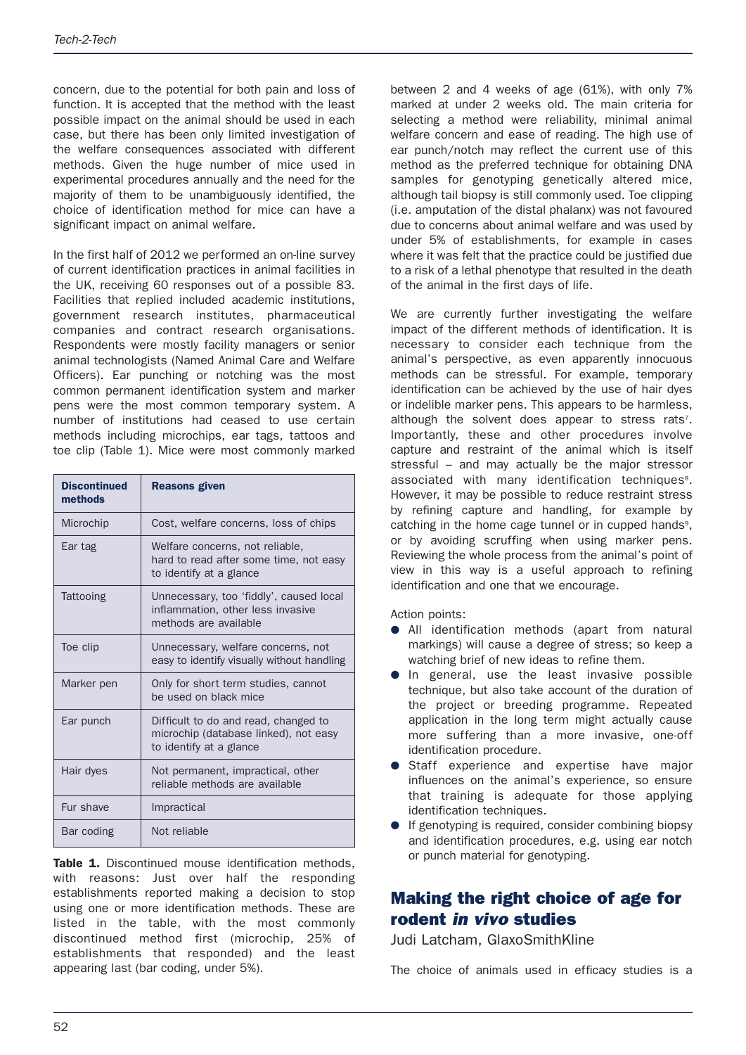concern, due to the potential for both pain and loss of function. It is accepted that the method with the least possible impact on the animal should be used in each case, but there has been only limited investigation of the welfare consequences associated with different methods. Given the huge number of mice used in experimental procedures annually and the need for the majority of them to be unambiguously identified, the choice of identification method for mice can have a significant impact on animal welfare.

In the first half of 2012 we performed an on-line survey of current identification practices in animal facilities in the UK, receiving 60 responses out of a possible 83. Facilities that replied included academic institutions, government research institutes, pharmaceutical companies and contract research organisations. Respondents were mostly facility managers or senior animal technologists (Named Animal Care and Welfare Officers). Ear punching or notching was the most common permanent identification system and marker pens were the most common temporary system. A number of institutions had ceased to use certain methods including microchips, ear tags, tattoos and toe clip (Table 1). Mice were most commonly marked

| Discontinued methods | Reasons given |
|---|---|
| Microchip | Cost, welfare concerns, loss of chips |
| Ear tag | Welfare concerns, not reliable, hard to read after some time, not easy to identify at a glance |
| Tattooing | Unnecessary, too 'fiddly', caused local inflammation, other less invasive methods are available |
| Toe clip | Unnecessary, welfare concerns, not easy to identify visually without handling |
| Marker pen | Only for short term studies, cannot be used on black mice |
| Ear punch | Difficult to do and read, changed to microchip (database linked), not easy to identify at a glance |
| Hair dyes | Not permanent, impractical, other reliable methods are available |
| Fur shave | Impractical |
| Bar coding | Not reliable |

**Table 1.** Discontinued mouse identification methods, with reasons: Just over half the responding establishments reported making a decision to stop using one or more identification methods. These are listed in the table, with the most commonly discontinued method first (microchip, 25% of establishments that responded) and the least appearing last (bar coding, under 5%).

between 2 and 4 weeks of age (61%), with only 7% marked at under 2 weeks old. The main criteria for selecting a method were reliability, minimal animal welfare concern and ease of reading. The high use of ear punch/notch may reflect the current use of this method as the preferred technique for obtaining DNA samples for genotyping genetically altered mice, although tail biopsy is still commonly used. Toe clipping (i.e. amputation of the distal phalanx) was not favoured due to concerns about animal welfare and was used by under 5% of establishments, for example in cases where it was felt that the practice could be justified due to a risk of a lethal phenotype that resulted in the death of the animal in the first days of life.

We are currently further investigating the welfare impact of the different methods of identification. It is necessary to consider each technique from the animal's perspective, as even apparently innocuous methods can be stressful. For example, temporary identification can be achieved by the use of hair dyes or indelible marker pens. This appears to be harmless, although the solvent does appear to stress rats[7]. Importantly, these and other procedures involve capture and restraint of the animal which is itself stressful – and may actually be the major stressor associated with many identification techniques[8]. However, it may be possible to reduce restraint stress by refining capture and handling, for example by catching in the home cage tunnel or in cupped hands[9], or by avoiding scruffing when using marker pens. Reviewing the whole process from the animal's point of view in this way is a useful approach to refining identification and one that we encourage.

Action points:

- All identification methods (apart from natural markings) will cause a degree of stress; so keep a watching brief of new ideas to refine them.
- In general, use the least invasive possible technique, but also take account of the duration of the project or breeding programme. Repeated application in the long term might actually cause more suffering than a more invasive, one-off identification procedure.
- Staff experience and expertise have major influences on the animal's experience, so ensure that training is adequate for those applying identification techniques.
- If genotyping is required, consider combining biopsy and identification procedures, e.g. using ear notch or punch material for genotyping.

## Making the right choice of age for rodent *in vivo* studies

Judi Latcham, GlaxoSmithKline

The choice of animals used in efficacy studies is a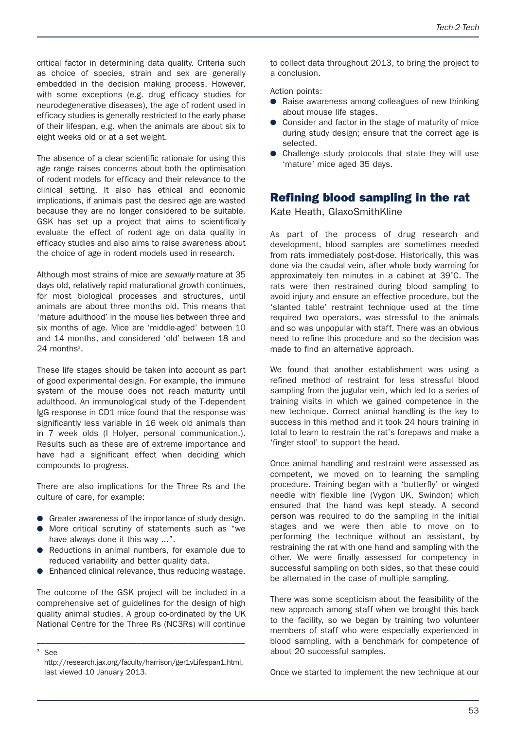critical factor in determining data quality. Criteria such as choice of species, strain and sex are generally embedded in the decision making process. However, with some exceptions (e.g. drug efficacy studies for neurodegenerative diseases), the age of rodent used in efficacy studies is generally restricted to the early phase of their lifespan, e.g. when the animals are about six to eight weeks old or at a set weight.

The absence of a clear scientific rationale for using this age range raises concerns about both the optimisation of rodent models for efficacy and their relevance to the clinical setting. It also has ethical and economic implications, if animals past the desired age are wasted because they are no longer considered to be suitable. GSK has set up a project that aims to scientifically evaluate the effect of rodent age on data quality in efficacy studies and also aims to raise awareness about the choice of age in rodent models used in research.

Although most strains of mice are *sexually* mature at 35 days old, relatively rapid maturational growth continues, for most biological processes and structures, until animals are about three months old. This means that 'mature adulthood' in the mouse lies between three and six months of age. Mice are 'middle-aged' between 10 and 14 months, and considered 'old' between 18 and 24 months[3].

These life stages should be taken into account as part of good experimental design. For example, the immune system of the mouse does not reach maturity until adulthood. An immunological study of the T-dependent IgG response in CD1 mice found that the response was significantly less variable in 16 week old animals than in 7 week olds (I Holyer, personal communication.). Results such as these are of extreme importance and have had a significant effect when deciding which compounds to progress.

There are also implications for the Three Rs and the culture of care, for example:

- Greater awareness of the importance of study design.
- More critical scrutiny of statements such as "we have always done it this way ...".
- Reductions in animal numbers, for example due to reduced variability and better quality data.
- Enhanced clinical relevance, thus reducing wastage.

The outcome of the GSK project will be included in a comprehensive set of guidelines for the design of high quality animal studies. A group co-ordinated by the UK National Centre for the Three Rs (NC3Rs) will continue to collect data throughout 2013, to bring the project to a conclusion.

Action points:

- Raise awareness among colleagues of new thinking about mouse life stages.
- Consider and factor in the stage of maturity of mice during study design; ensure that the correct age is selected.
- Challenge study protocols that state they will use 'mature' mice aged 35 days.

## Refining blood sampling in the rat

Kate Heath, GlaxoSmithKline

As part of the process of drug research and development, blood samples are sometimes needed from rats immediately post-dose. Historically, this was done via the caudal vein, after whole body warming for approximately ten minutes in a cabinet at 39˚C. The rats were then restrained during blood sampling to avoid injury and ensure an effective procedure, but the 'slanted table' restraint technique used at the time required two operators, was stressful to the animals and so was unpopular with staff. There was an obvious need to refine this procedure and so the decision was made to find an alternative approach.

We found that another establishment was using a refined method of restraint for less stressful blood sampling from the jugular vein, which led to a series of training visits in which we gained competence in the new technique. Correct animal handling is the key to success in this method and it took 24 hours training in total to learn to restrain the rat's forepaws and make a 'finger stool' to support the head.

Once animal handling and restraint were assessed as competent, we moved on to learning the sampling procedure. Training began with a 'butterfly' or winged needle with flexible line (Vygon UK, Swindon) which ensured that the hand was kept steady. A second person was required to do the sampling in the initial stages and we were then able to move on to performing the technique without an assistant, by restraining the rat with one hand and sampling with the other. We were finally assessed for competency in successful sampling on both sides, so that these could be alternated in the case of multiple sampling.

There was some scepticism about the feasibility of the new approach among staff when we brought this back to the facility, so we began by training two volunteer members of staff who were especially experienced in blood sampling, with a benchmark for competence of about 20 successful samples.

Once we started to implement the new technique at our

---

[3] See http://research.jax.org/faculty/harrison/ger1vLifespan1.html, last viewed 10 January 2013.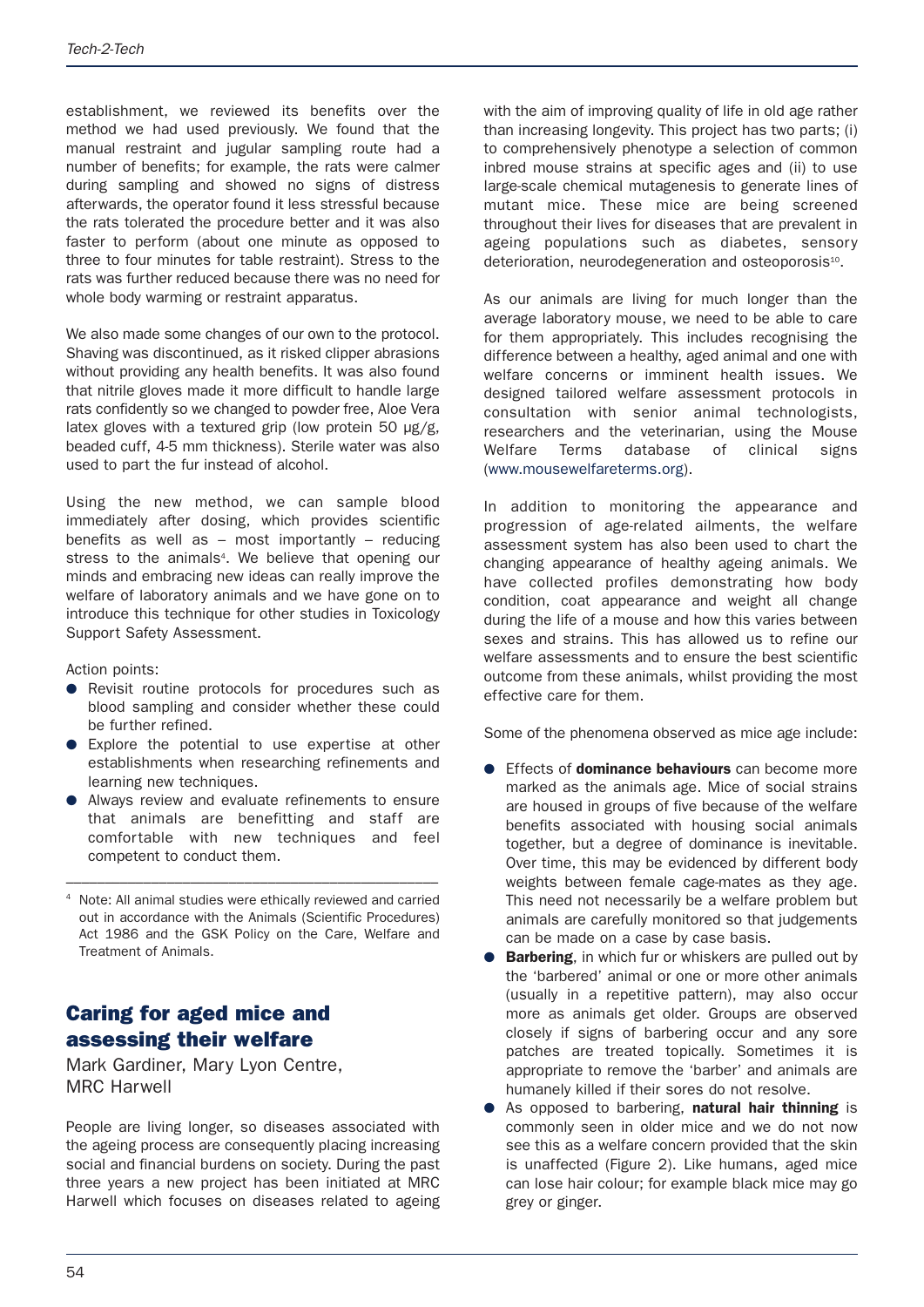establishment, we reviewed its benefits over the method we had used previously. We found that the manual restraint and jugular sampling route had a number of benefits; for example, the rats were calmer during sampling and showed no signs of distress afterwards, the operator found it less stressful because the rats tolerated the procedure better and it was also faster to perform (about one minute as opposed to three to four minutes for table restraint). Stress to the rats was further reduced because there was no need for whole body warming or restraint apparatus.

We also made some changes of our own to the protocol. Shaving was discontinued, as it risked clipper abrasions without providing any health benefits. It was also found that nitrile gloves made it more difficult to handle large rats confidently so we changed to powder free, Aloe Vera latex gloves with a textured grip (low protein 50 µg/g, beaded cuff, 4-5 mm thickness). Sterile water was also used to part the fur instead of alcohol.

Using the new method, we can sample blood immediately after dosing, which provides scientific benefits as well as – most importantly – reducing stress to the animals[4]. We believe that opening our minds and embracing new ideas can really improve the welfare of laboratory animals and we have gone on to introduce this technique for other studies in Toxicology Support Safety Assessment.

Action points:

- Revisit routine protocols for procedures such as blood sampling and consider whether these could be further refined.
- Explore the potential to use expertise at other establishments when researching refinements and learning new techniques.
- Always review and evaluate refinements to ensure that animals are benefitting and staff are comfortable with new techniques and feel competent to conduct them.

---

[4] Note: All animal studies were ethically reviewed and carried out in accordance with the Animals (Scientific Procedures) Act 1986 and the GSK Policy on the Care, Welfare and Treatment of Animals.

## Caring for aged mice and assessing their welfare

Mark Gardiner, Mary Lyon Centre, MRC Harwell

People are living longer, so diseases associated with the ageing process are consequently placing increasing social and financial burdens on society. During the past three years a new project has been initiated at MRC Harwell which focuses on diseases related to ageing with the aim of improving quality of life in old age rather than increasing longevity. This project has two parts; (i) to comprehensively phenotype a selection of common inbred mouse strains at specific ages and (ii) to use large-scale chemical mutagenesis to generate lines of mutant mice. These mice are being screened throughout their lives for diseases that are prevalent in ageing populations such as diabetes, sensory deterioration, neurodegeneration and osteoporosis[10].

As our animals are living for much longer than the average laboratory mouse, we need to be able to care for them appropriately. This includes recognising the difference between a healthy, aged animal and one with welfare concerns or imminent health issues. We designed tailored welfare assessment protocols in consultation with senior animal technologists, researchers and the veterinarian, using the Mouse Welfare Terms database of clinical signs (www.mousewelfareterms.org).

In addition to monitoring the appearance and progression of age-related ailments, the welfare assessment system has also been used to chart the changing appearance of healthy ageing animals. We have collected profiles demonstrating how body condition, coat appearance and weight all change during the life of a mouse and how this varies between sexes and strains. This has allowed us to refine our welfare assessments and to ensure the best scientific outcome from these animals, whilst providing the most effective care for them.

Some of the phenomena observed as mice age include:

- Effects of **dominance behaviours** can become more marked as the animals age. Mice of social strains are housed in groups of five because of the welfare benefits associated with housing social animals together, but a degree of dominance is inevitable. Over time, this may be evidenced by different body weights between female cage-mates as they age. This need not necessarily be a welfare problem but animals are carefully monitored so that judgements can be made on a case by case basis.
- **Barbering**, in which fur or whiskers are pulled out by the 'barbered' animal or one or more other animals (usually in a repetitive pattern), may also occur more as animals get older. Groups are observed closely if signs of barbering occur and any sore patches are treated topically. Sometimes it is appropriate to remove the 'barber' and animals are humanely killed if their sores do not resolve.
- As opposed to barbering, **natural hair thinning** is commonly seen in older mice and we do not now see this as a welfare concern provided that the skin is unaffected (Figure 2). Like humans, aged mice can lose hair colour; for example black mice may go grey or ginger.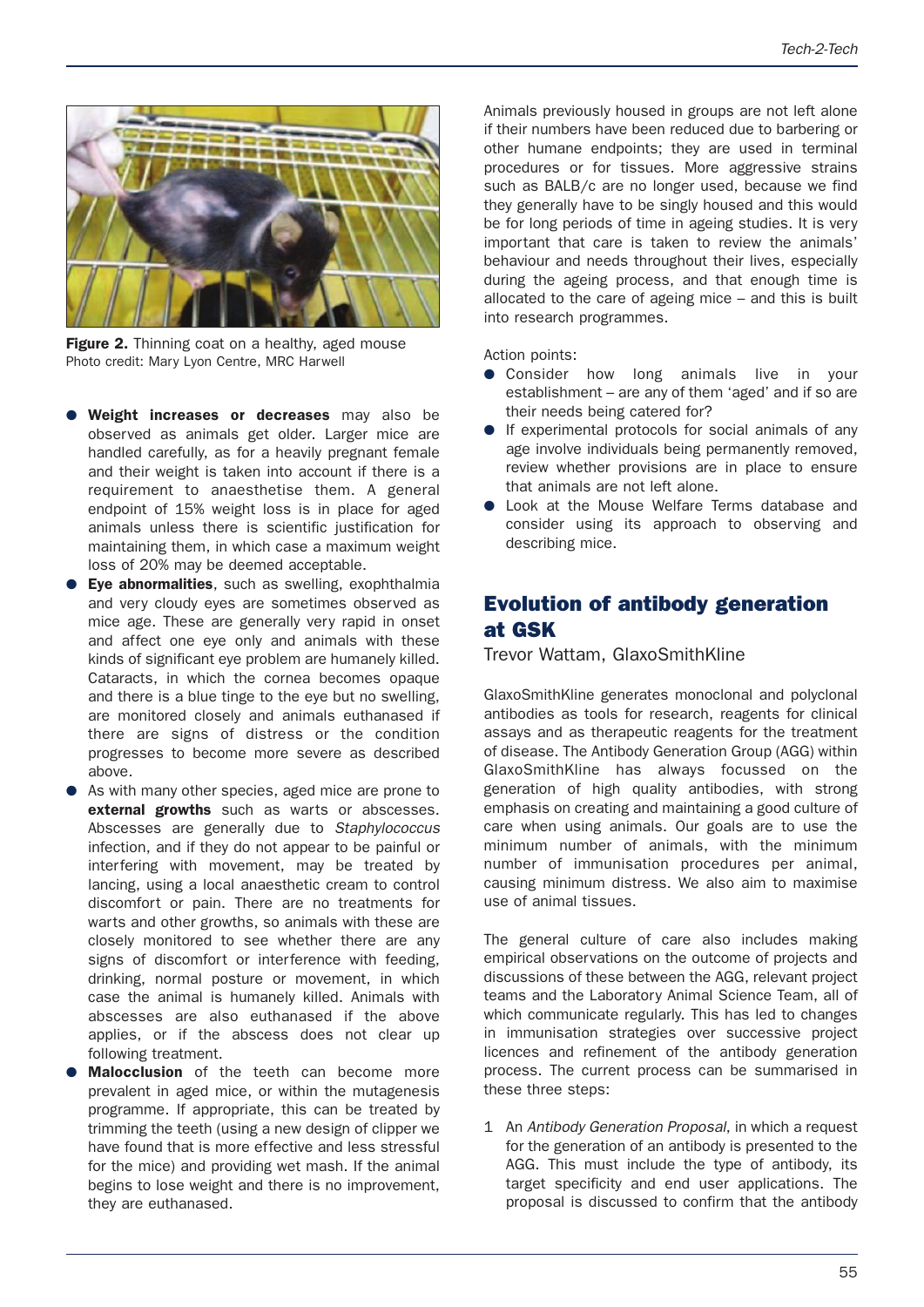**Figure 2.** Thinning coat on a healthy, aged mouse
Photo credit: Mary Lyon Centre, MRC Harwell

- **Weight increases or decreases** may also be observed as animals get older. Larger mice are handled carefully, as for a heavily pregnant female and their weight is taken into account if there is a requirement to anaesthetise them. A general endpoint of 15% weight loss is in place for aged animals unless there is scientific justification for maintaining them, in which case a maximum weight loss of 20% may be deemed acceptable.
- **Eye abnormalities**, such as swelling, exophthalmia and very cloudy eyes are sometimes observed as mice age. These are generally very rapid in onset and affect one eye only and animals with these kinds of significant eye problem are humanely killed. Cataracts, in which the cornea becomes opaque and there is a blue tinge to the eye but no swelling, are monitored closely and animals euthanased if there are signs of distress or the condition progresses to become more severe as described above.
- As with many other species, aged mice are prone to **external growths** such as warts or abscesses. Abscesses are generally due to *Staphylococcus* infection, and if they do not appear to be painful or interfering with movement, may be treated by lancing, using a local anaesthetic cream to control discomfort or pain. There are no treatments for warts and other growths, so animals with these are closely monitored to see whether there are any signs of discomfort or interference with feeding, drinking, normal posture or movement, in which case the animal is humanely killed. Animals with abscesses are also euthanased if the above applies, or if the abscess does not clear up following treatment.
- **Malocclusion** of the teeth can become more prevalent in aged mice, or within the mutagenesis programme. If appropriate, this can be treated by trimming the teeth (using a new design of clipper we have found that is more effective and less stressful for the mice) and providing wet mash. If the animal begins to lose weight and there is no improvement, they are euthanased.

Animals previously housed in groups are not left alone if their numbers have been reduced due to barbering or other humane endpoints; they are used in terminal procedures or for tissues. More aggressive strains such as BALB/c are no longer used, because we find they generally have to be singly housed and this would be for long periods of time in ageing studies. It is very important that care is taken to review the animals' behaviour and needs throughout their lives, especially during the ageing process, and that enough time is allocated to the care of ageing mice – and this is built into research programmes.

Action points:

- Consider how long animals live in your establishment – are any of them 'aged' and if so are their needs being catered for?
- If experimental protocols for social animals of any age involve individuals being permanently removed, review whether provisions are in place to ensure that animals are not left alone.
- Look at the Mouse Welfare Terms database and consider using its approach to observing and describing mice.

## Evolution of antibody generation at GSK

Trevor Wattam, GlaxoSmithKline

GlaxoSmithKline generates monoclonal and polyclonal antibodies as tools for research, reagents for clinical assays and as therapeutic reagents for the treatment of disease. The Antibody Generation Group (AGG) within GlaxoSmithKline has always focussed on the generation of high quality antibodies, with strong emphasis on creating and maintaining a good culture of care when using animals. Our goals are to use the minimum number of animals, with the minimum number of immunisation procedures per animal, causing minimum distress. We also aim to maximise use of animal tissues.

The general culture of care also includes making empirical observations on the outcome of projects and discussions of these between the AGG, relevant project teams and the Laboratory Animal Science Team, all of which communicate regularly. This has led to changes in immunisation strategies over successive project licences and refinement of the antibody generation process. The current process can be summarised in these three steps:

1. An *Antibody Generation Proposal*, in which a request for the generation of an antibody is presented to the AGG. This must include the type of antibody, its target specificity and end user applications. The proposal is discussed to confirm that the antibody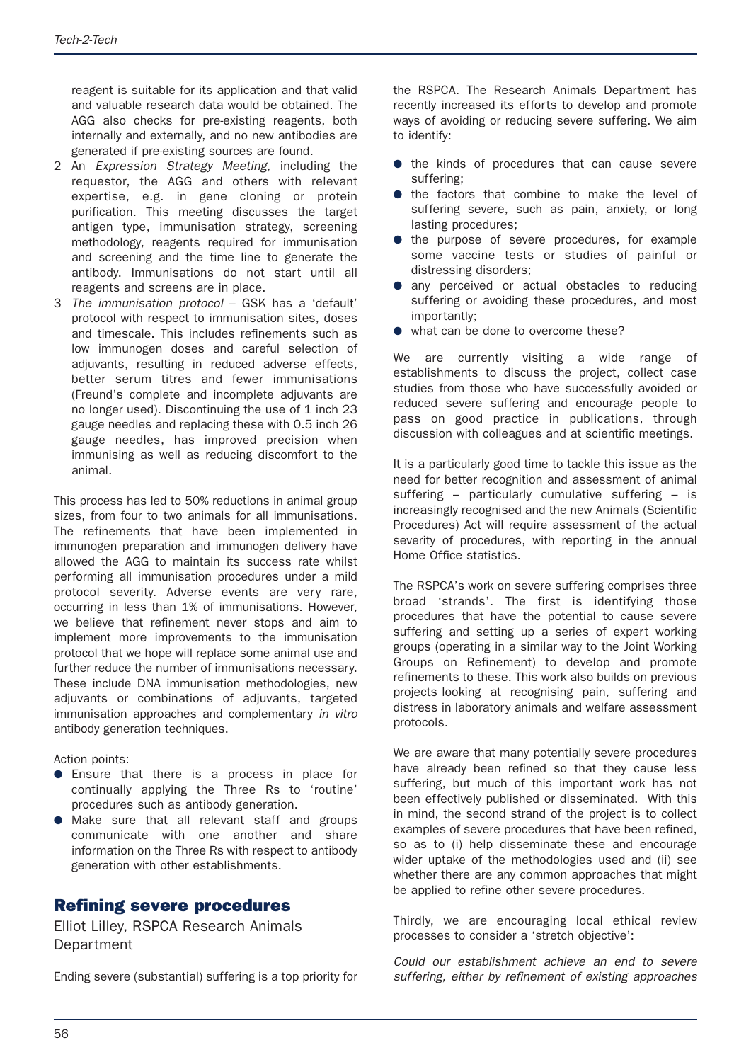reagent is suitable for its application and that valid and valuable research data would be obtained. The AGG also checks for pre-existing reagents, both internally and externally, and no new antibodies are generated if pre-existing sources are found.

2. An *Expression Strategy Meeting*, including the requestor, the AGG and others with relevant expertise, e.g. in gene cloning or protein purification. This meeting discusses the target antigen type, immunisation strategy, screening methodology, reagents required for immunisation and screening and the time line to generate the antibody. Immunisations do not start until all reagents and screens are in place.
3. *The immunisation protocol* – GSK has a 'default' protocol with respect to immunisation sites, doses and timescale. This includes refinements such as low immunogen doses and careful selection of adjuvants, resulting in reduced adverse effects, better serum titres and fewer immunisations (Freund's complete and incomplete adjuvants are no longer used). Discontinuing the use of 1 inch 23 gauge needles and replacing these with 0.5 inch 26 gauge needles, has improved precision when immunising as well as reducing discomfort to the animal.

This process has led to 50% reductions in animal group sizes, from four to two animals for all immunisations. The refinements that have been implemented in immunogen preparation and immunogen delivery have allowed the AGG to maintain its success rate whilst performing all immunisation procedures under a mild protocol severity. Adverse events are very rare, occurring in less than 1% of immunisations. However, we believe that refinement never stops and aim to implement more improvements to the immunisation protocol that we hope will replace some animal use and further reduce the number of immunisations necessary. These include DNA immunisation methodologies, new adjuvants or combinations of adjuvants, targeted immunisation approaches and complementary *in vitro* antibody generation techniques.

Action points:

- Ensure that there is a process in place for continually applying the Three Rs to 'routine' procedures such as antibody generation.
- Make sure that all relevant staff and groups communicate with one another and share information on the Three Rs with respect to antibody generation with other establishments.

## Refining severe procedures

Elliot Lilley, RSPCA Research Animals Department

Ending severe (substantial) suffering is a top priority for the RSPCA. The Research Animals Department has recently increased its efforts to develop and promote ways of avoiding or reducing severe suffering. We aim to identify:

- the kinds of procedures that can cause severe suffering;
- the factors that combine to make the level of suffering severe, such as pain, anxiety, or long lasting procedures;
- the purpose of severe procedures, for example some vaccine tests or studies of painful or distressing disorders;
- any perceived or actual obstacles to reducing suffering or avoiding these procedures, and most importantly;
- what can be done to overcome these?

We are currently visiting a wide range of establishments to discuss the project, collect case studies from those who have successfully avoided or reduced severe suffering and encourage people to pass on good practice in publications, through discussion with colleagues and at scientific meetings.

It is a particularly good time to tackle this issue as the need for better recognition and assessment of animal suffering – particularly cumulative suffering – is increasingly recognised and the new Animals (Scientific Procedures) Act will require assessment of the actual severity of procedures, with reporting in the annual Home Office statistics.

The RSPCA's work on severe suffering comprises three broad 'strands'. The first is identifying those procedures that have the potential to cause severe suffering and setting up a series of expert working groups (operating in a similar way to the Joint Working Groups on Refinement) to develop and promote refinements to these. This work also builds on previous projects looking at recognising pain, suffering and distress in laboratory animals and welfare assessment protocols.

We are aware that many potentially severe procedures have already been refined so that they cause less suffering, but much of this important work has not been effectively published or disseminated. With this in mind, the second strand of the project is to collect examples of severe procedures that have been refined, so as to (i) help disseminate these and encourage wider uptake of the methodologies used and (ii) see whether there are any common approaches that might be applied to refine other severe procedures.

Thirdly, we are encouraging local ethical review processes to consider a 'stretch objective':

*Could our establishment achieve an end to severe suffering, either by refinement of existing approaches*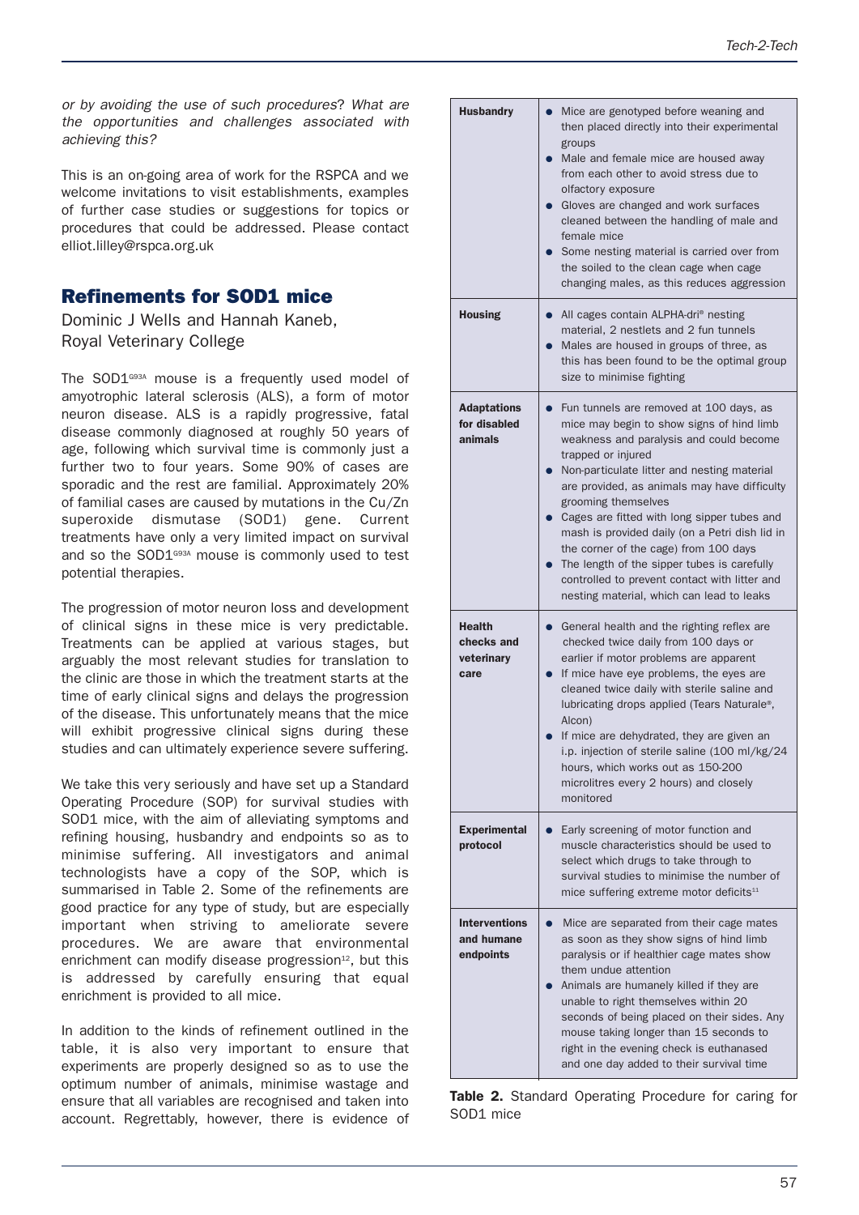*or by avoiding the use of such procedures? What are the opportunities and challenges associated with achieving this?*

This is an on-going area of work for the RSPCA and we welcome invitations to visit establishments, examples of further case studies or suggestions for topics or procedures that could be addressed. Please contact elliot.lilley@rspca.org.uk

## Refinements for SOD1 mice

Dominic J Wells and Hannah Kaneb,
Royal Veterinary College

The SOD1$^{G93A}$ mouse is a frequently used model of amyotrophic lateral sclerosis (ALS), a form of motor neuron disease. ALS is a rapidly progressive, fatal disease commonly diagnosed at roughly 50 years of age, following which survival time is commonly just a further two to four years. Some 90% of cases are sporadic and the rest are familial. Approximately 20% of familial cases are caused by mutations in the Cu/Zn superoxide dismutase (SOD1) gene. Current treatments have only a very limited impact on survival and so the SOD1$^{G93A}$ mouse is commonly used to test potential therapies.

The progression of motor neuron loss and development of clinical signs in these mice is very predictable. Treatments can be applied at various stages, but arguably the most relevant studies for translation to the clinic are those in which the treatment starts at the time of early clinical signs and delays the progression of the disease. This unfortunately means that the mice will exhibit progressive clinical signs during these studies and can ultimately experience severe suffering.

We take this very seriously and have set up a Standard Operating Procedure (SOP) for survival studies with SOD1 mice, with the aim of alleviating symptoms and refining housing, husbandry and endpoints so as to minimise suffering. All investigators and animal technologists have a copy of the SOP, which is summarised in Table 2. Some of the refinements are good practice for any type of study, but are especially important when striving to ameliorate severe procedures. We are aware that environmental enrichment can modify disease progression[12], but this is addressed by carefully ensuring that equal enrichment is provided to all mice.

In addition to the kinds of refinement outlined in the table, it is also very important to ensure that experiments are properly designed so as to use the optimum number of animals, minimise wastage and ensure that all variables are recognised and taken into account. Regrettably, however, there is evidence of

| | |
|---|---|
| **Husbandry** | • Mice are genotyped before weaning and then placed directly into their experimental groups<br>• Male and female mice are housed away from each other to avoid stress due to olfactory exposure<br>• Gloves are changed and work surfaces cleaned between the handling of male and female mice<br>• Some nesting material is carried over from the soiled to the clean cage when cage changing males, as this reduces aggression |
| **Housing** | • All cages contain ALPHA-dri® nesting material, 2 nestlets and 2 fun tunnels<br>• Males are housed in groups of three, as this has been found to be the optimal group size to minimise fighting |
| **Adaptations for disabled animals** | • Fun tunnels are removed at 100 days, as mice may begin to show signs of hind limb weakness and paralysis and could become trapped or injured<br>• Non-particulate litter and nesting material are provided, as animals may have difficulty grooming themselves<br>• Cages are fitted with long sipper tubes and mash is provided daily (on a Petri dish lid in the corner of the cage) from 100 days<br>• The length of the sipper tubes is carefully controlled to prevent contact with litter and nesting material, which can lead to leaks |
| **Health checks and veterinary care** | • General health and the righting reflex are checked twice daily from 100 days or earlier if motor problems are apparent<br>• If mice have eye problems, the eyes are cleaned twice daily with sterile saline and lubricating drops applied (Tears Naturale®, Alcon)<br>• If mice are dehydrated, they are given an i.p. injection of sterile saline (100 ml/kg/24 hours, which works out as 150-200 microlitres every 2 hours) and closely monitored |
| **Experimental protocol** | • Early screening of motor function and muscle characteristics should be used to select which drugs to take through to survival studies to minimise the number of mice suffering extreme motor deficits[11] |
| **Interventions and humane endpoints** | • Mice are separated from their cage mates as soon as they show signs of hind limb paralysis or if healthier cage mates show them undue attention<br>• Animals are humanely killed if they are unable to right themselves within 20 seconds of being placed on their sides. Any mouse taking longer than 15 seconds to right in the evening check is euthanased and one day added to their survival time |

**Table 2.** Standard Operating Procedure for caring for SOD1 mice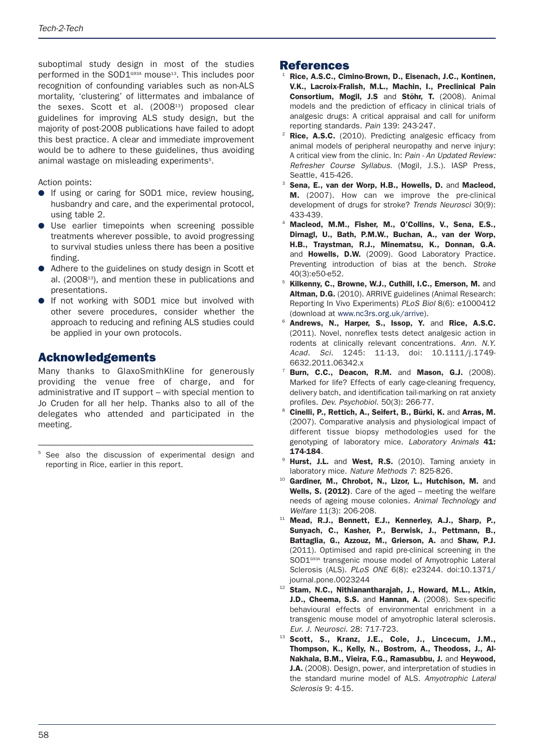suboptimal study design in most of the studies performed in the SOD1$^{G93A}$ mouse[13]. This includes poor recognition of confounding variables such as non-ALS mortality, 'clustering' of littermates and imbalance of the sexes. Scott et al. (2008[13]) proposed clear guidelines for improving ALS study design, but the majority of post-2008 publications have failed to adopt this best practice. A clear and immediate improvement would be to adhere to these guidelines, thus avoiding animal wastage on misleading experiments[5].

Action points:

- If using or caring for SOD1 mice, review housing, husbandry and care, and the experimental protocol, using table 2.
- Use earlier timepoints when screening possible treatments wherever possible, to avoid progressing to survival studies unless there has been a positive finding.
- Adhere to the guidelines on study design in Scott et al. (2008[13]), and mention these in publications and presentations.
- If not working with SOD1 mice but involved with other severe procedures, consider whether the approach to reducing and refining ALS studies could be applied in your own protocols.

## Acknowledgements

Many thanks to GlaxoSmithKline for generously providing the venue free of charge, and for administrative and IT support – with special mention to Jo Cruden for all her help. Thanks also to all of the delegates who attended and participated in the meeting.

---

[5] See also the discussion of experimental design and reporting in Rice, earlier in this report.

## References

1. **Rice, A.S.C., Cimino-Brown, D., Eisenach, J.C., Kontinen, V.K., Lacroix-Fralish, M.L., Machin, I., Preclinical Pain Consortium, Mogil, J.S** and **Stöhr, T.** (2008). Animal models and the prediction of efficacy in clinical trials of analgesic drugs: A critical appraisal and call for uniform reporting standards. *Pain* 139: 243-247.
2. **Rice, A.S.C.** (2010). Predicting analgesic efficacy from animal models of peripheral neuropathy and nerve injury: A critical view from the clinic. In: *Pain - An Updated Review: Refresher Course Syllabus.* (Mogil, J.S.). IASP Press, Seattle, 415-426.
3. **Sena, E., van der Worp, H.B., Howells, D.** and **Macleod, M.** (2007). How can we improve the pre-clinical development of drugs for stroke? *Trends Neurosci* 30(9): 433-439.
4. **Macleod, M.M., Fisher, M., O'Collins, V., Sena, E.S., Dirnagl, U., Bath, P.M.W., Buchan, A., van der Worp, H.B., Traystman, R.J., Minematsu, K., Donnan, G.A.** and **Howells, D.W.** (2009). Good Laboratory Practice. Preventing introduction of bias at the bench. *Stroke* 40(3):e50-e52.
5. **Kilkenny, C., Browne, W.J., Cuthill, I.C., Emerson, M.** and **Altman, D.G.** (2010). ARRIVE guidelines (Animal Research: Reporting In Vivo Experiments) *PLoS Biol* 8(6): e1000412 (download at www.nc3rs.org.uk/arrive).
6. **Andrews, N., Harper, S., Issop, Y.** and **Rice, A.S.C.** (2011). Novel, nonreflex tests detect analgesic action in rodents at clinically relevant concentrations. *Ann. N.Y. Acad. Sci.* 1245: 11-13, doi: 10.1111/j.1749-6632.2011.06342.x
7. **Burn, C.C., Deacon, R.M.** and **Mason, G.J.** (2008). Marked for life? Effects of early cage-cleaning frequency, delivery batch, and identification tail-marking on rat anxiety profiles. *Dev. Psychobiol.* 50(3): 266-77.
8. **Cinelli, P., Rettich, A., Seifert, B., Bürki, K.** and **Arras, M.** (2007). Comparative analysis and physiological impact of different tissue biopsy methodologies used for the genotyping of laboratory mice. *Laboratory Animals* **41: 174-184**.
9. **Hurst, J.L.** and **West, R.S.** (2010). Taming anxiety in laboratory mice. *Nature Methods 7*: 825-826.
10. **Gardiner, M., Chrobot, N., Lizor, L., Hutchison, M.** and **Wells, S. (2012)**. Care of the aged – meeting the welfare needs of ageing mouse colonies. *Animal Technology and Welfare* 11(3): 206-208.
11. **Mead, R.J., Bennett, E.J., Kennerley, A.J., Sharp, P., Sunyach, C., Kasher, P., Berwisk, J., Pettmann, B., Battaglia, G., Azzouz, M., Grierson, A.** and **Shaw, P.J.** (2011). Optimised and rapid pre-clinical screening in the SOD1$^{G93A}$ transgenic mouse model of Amyotrophic Lateral Sclerosis (ALS). *PLoS ONE* 6(8): e23244. doi:10.1371/journal.pone.0023244
12. **Stam, N.C., Nithianantharajah, J., Howard, M.L., Atkin, J.D., Cheema, S.S.** and **Hannan, A.** (2008). Sex-specific behavioural effects of environmental enrichment in a transgenic mouse model of amyotrophic lateral sclerosis. *Eur. J. Neurosci.* 28: 717-723.
13. **Scott, S., Kranz, J.E., Cole, J., Lincecum, J.M., Thompson, K., Kelly, N., Bostrom, A., Theodoss, J., Al-Nakhala, B.M., Vieira, F.G., Ramasubbu, J.** and **Heywood, J.A.** (2008). Design, power, and interpretation of studies in the standard murine model of ALS. *Amyotrophic Lateral Sclerosis* 9: 4-15.